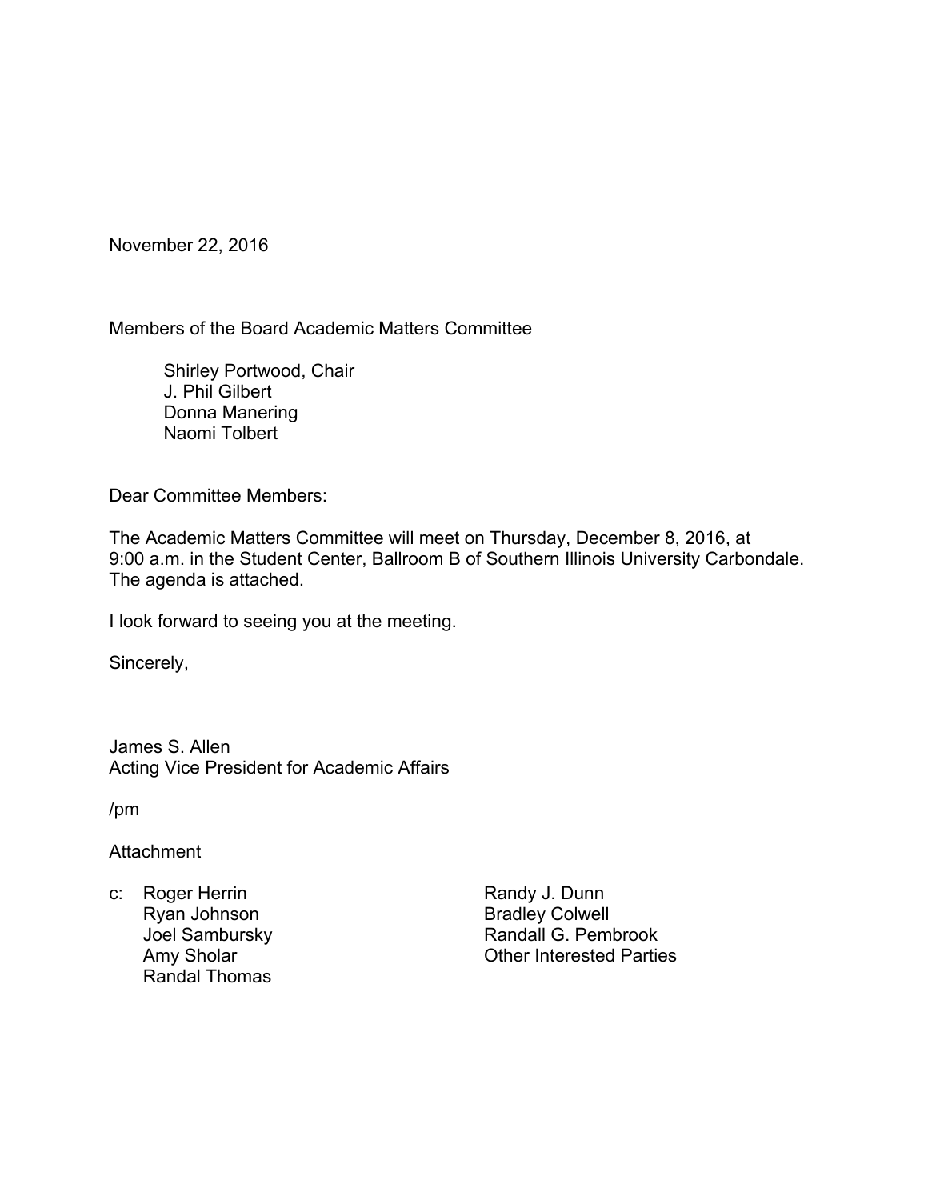November 22, 2016

Members of the Board Academic Matters Committee

Shirley Portwood, Chair
J. Phil Gilbert
Donna Manering
Naomi Tolbert

Dear Committee Members:

The Academic Matters Committee will meet on Thursday, December 8, 2016, at 9:00 a.m. in the Student Center, Ballroom B of Southern Illinois University Carbondale. The agenda is attached.

I look forward to seeing you at the meeting.

Sincerely,

James S. Allen
Acting Vice President for Academic Affairs

/pm

Attachment

c: Roger Herrin
Ryan Johnson
Joel Sambursky
Amy Sholar
Randal Thomas
Randy J. Dunn
Bradley Colwell
Randall G. Pembrook
Other Interested Parties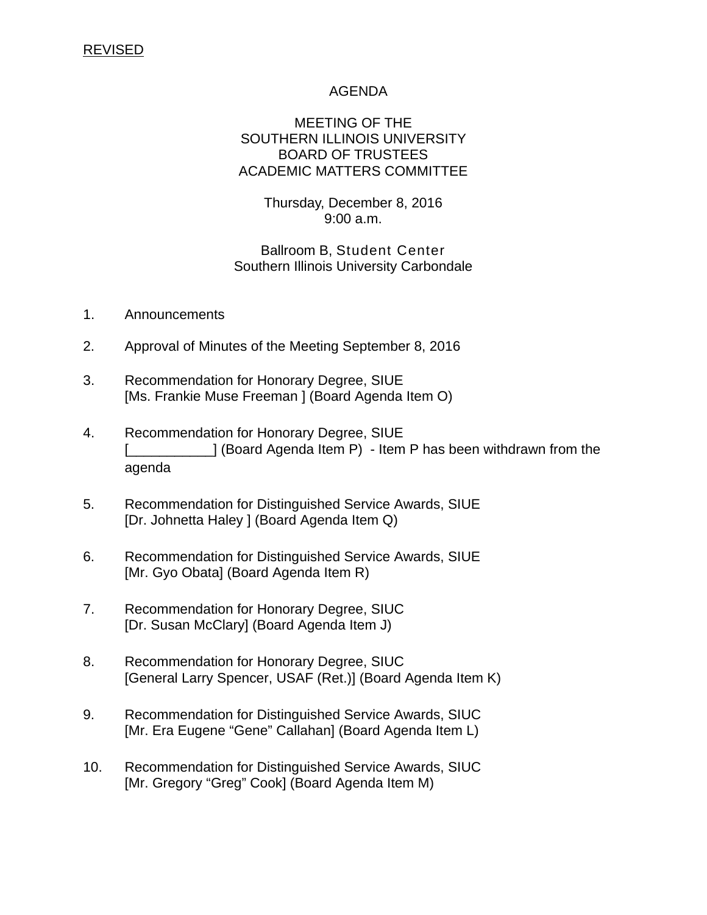REVISED

# AGENDA

## MEETING OF THE SOUTHERN ILLINOIS UNIVERSITY BOARD OF TRUSTEES ACADEMIC MATTERS COMMITTEE

Thursday, December 8, 2016
9:00 a.m.

Ballroom B, Student Center
Southern Illinois University Carbondale

1. Announcements

2. Approval of Minutes of the Meeting September 8, 2016

3. Recommendation for Honorary Degree, SIUE
   [Ms. Frankie Muse Freeman ] (Board Agenda Item O)

4. Recommendation for Honorary Degree, SIUE
   [___________] (Board Agenda Item P) - Item P has been withdrawn from the agenda

5. Recommendation for Distinguished Service Awards, SIUE
   [Dr. Johnetta Haley ] (Board Agenda Item Q)

6. Recommendation for Distinguished Service Awards, SIUE
   [Mr. Gyo Obata] (Board Agenda Item R)

7. Recommendation for Honorary Degree, SIUC
   [Dr. Susan McClary] (Board Agenda Item J)

8. Recommendation for Honorary Degree, SIUC
   [General Larry Spencer, USAF (Ret.)] (Board Agenda Item K)

9. Recommendation for Distinguished Service Awards, SIUC
   [Mr. Era Eugene “Gene” Callahan] (Board Agenda Item L)

10. Recommendation for Distinguished Service Awards, SIUC
    [Mr. Gregory “Greg” Cook] (Board Agenda Item M)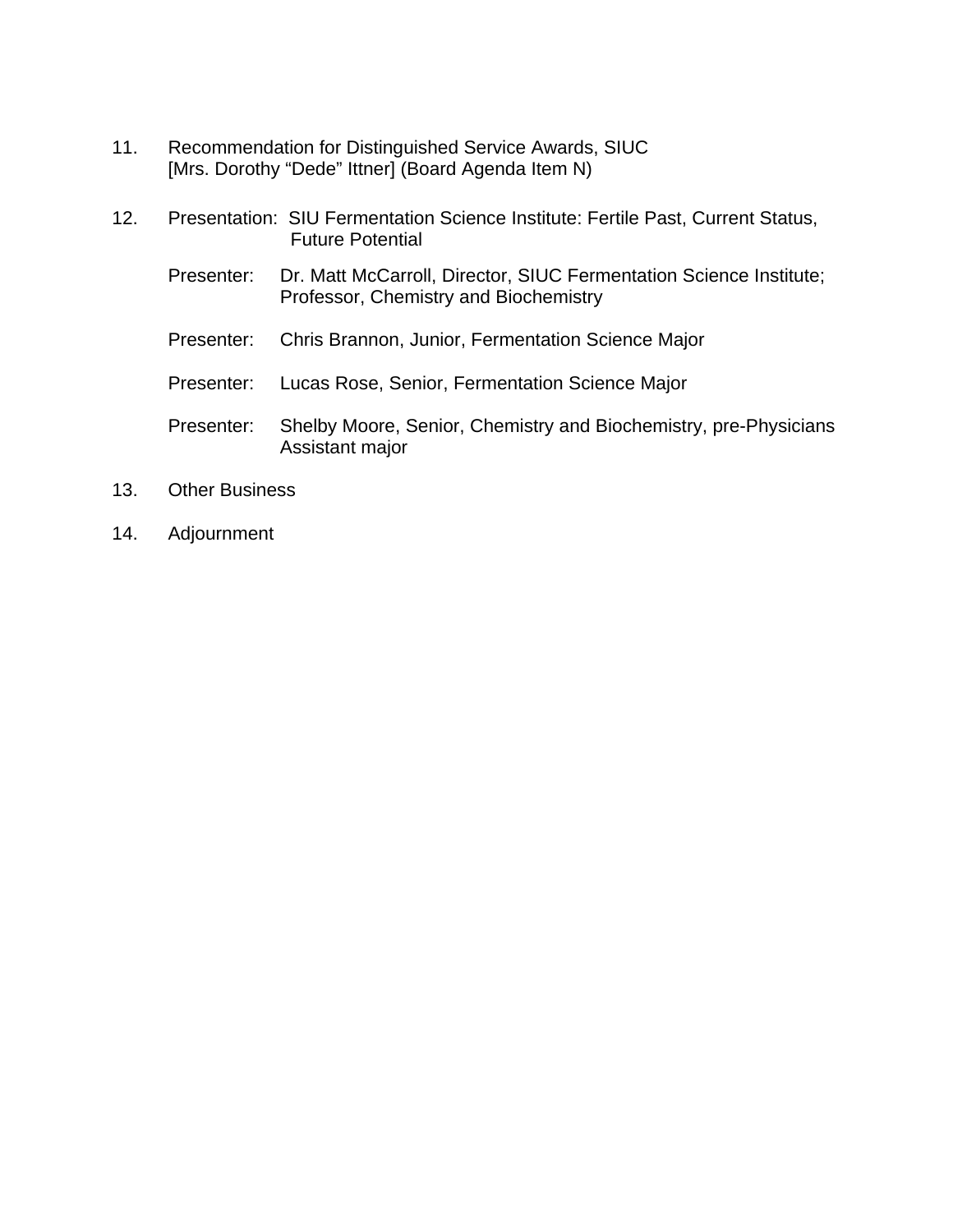11. Recommendation for Distinguished Service Awards, SIUC
    [Mrs. Dorothy "Dede" Ittner] (Board Agenda Item N)

12. Presentation: SIU Fermentation Science Institute: Fertile Past, Current Status, Future Potential

    Presenter: Dr. Matt McCarroll, Director, SIUC Fermentation Science Institute; Professor, Chemistry and Biochemistry

    Presenter: Chris Brannon, Junior, Fermentation Science Major

    Presenter: Lucas Rose, Senior, Fermentation Science Major

    Presenter: Shelby Moore, Senior, Chemistry and Biochemistry, pre-Physicians Assistant major

13. Other Business

14. Adjournment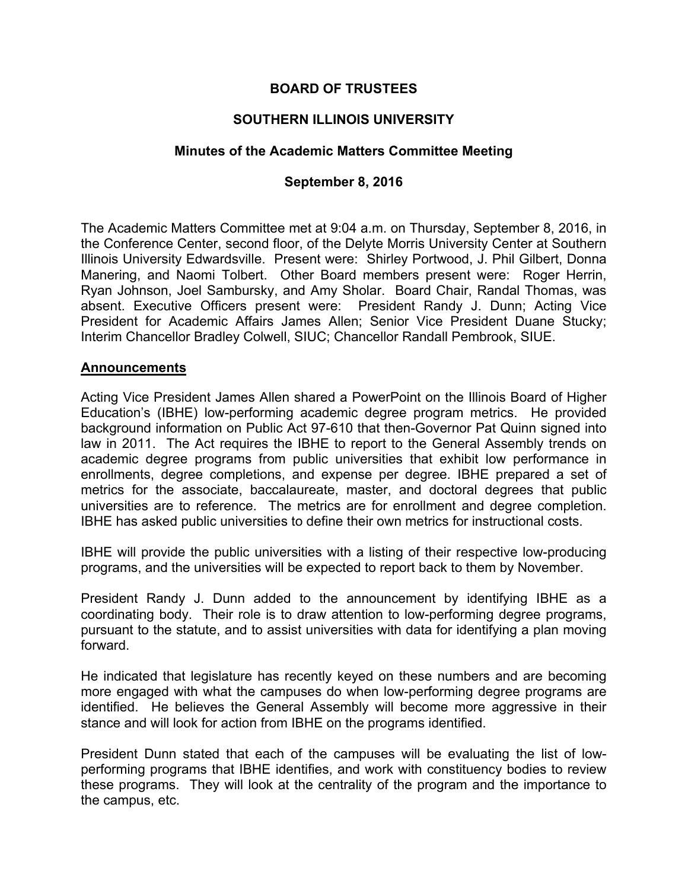**BOARD OF TRUSTEES**

**SOUTHERN ILLINOIS UNIVERSITY**

**Minutes of the Academic Matters Committee Meeting**

**September 8, 2016**

The Academic Matters Committee met at 9:04 a.m. on Thursday, September 8, 2016, in the Conference Center, second floor, of the Delyte Morris University Center at Southern Illinois University Edwardsville. Present were: Shirley Portwood, J. Phil Gilbert, Donna Manering, and Naomi Tolbert. Other Board members present were: Roger Herrin, Ryan Johnson, Joel Sambursky, and Amy Sholar. Board Chair, Randal Thomas, was absent. Executive Officers present were: President Randy J. Dunn; Acting Vice President for Academic Affairs James Allen; Senior Vice President Duane Stucky; Interim Chancellor Bradley Colwell, SIUC; Chancellor Randall Pembrook, SIUE.

## Announcements

Acting Vice President James Allen shared a PowerPoint on the Illinois Board of Higher Education's (IBHE) low-performing academic degree program metrics. He provided background information on Public Act 97-610 that then-Governor Pat Quinn signed into law in 2011. The Act requires the IBHE to report to the General Assembly trends on academic degree programs from public universities that exhibit low performance in enrollments, degree completions, and expense per degree. IBHE prepared a set of metrics for the associate, baccalaureate, master, and doctoral degrees that public universities are to reference. The metrics are for enrollment and degree completion. IBHE has asked public universities to define their own metrics for instructional costs.

IBHE will provide the public universities with a listing of their respective low-producing programs, and the universities will be expected to report back to them by November.

President Randy J. Dunn added to the announcement by identifying IBHE as a coordinating body. Their role is to draw attention to low-performing degree programs, pursuant to the statute, and to assist universities with data for identifying a plan moving forward.

He indicated that legislature has recently keyed on these numbers and are becoming more engaged with what the campuses do when low-performing degree programs are identified. He believes the General Assembly will become more aggressive in their stance and will look for action from IBHE on the programs identified.

President Dunn stated that each of the campuses will be evaluating the list of low-performing programs that IBHE identifies, and work with constituency bodies to review these programs. They will look at the centrality of the program and the importance to the campus, etc.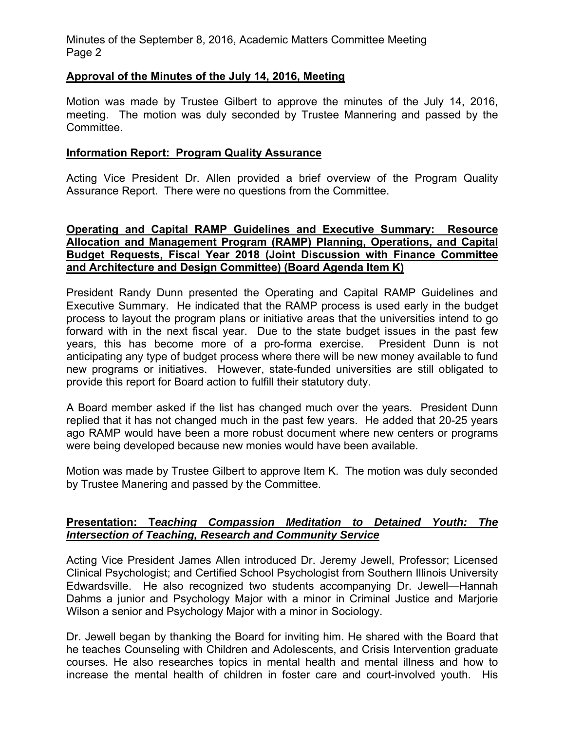## Approval of the Minutes of the July 14, 2016, Meeting

Motion was made by Trustee Gilbert to approve the minutes of the July 14, 2016, meeting. The motion was duly seconded by Trustee Mannering and passed by the Committee.

## Information Report: Program Quality Assurance

Acting Vice President Dr. Allen provided a brief overview of the Program Quality Assurance Report. There were no questions from the Committee.

## Operating and Capital RAMP Guidelines and Executive Summary: Resource Allocation and Management Program (RAMP) Planning, Operations, and Capital Budget Requests, Fiscal Year 2018 (Joint Discussion with Finance Committee and Architecture and Design Committee) (Board Agenda Item K)

President Randy Dunn presented the Operating and Capital RAMP Guidelines and Executive Summary. He indicated that the RAMP process is used early in the budget process to layout the program plans or initiative areas that the universities intend to go forward with in the next fiscal year. Due to the state budget issues in the past few years, this has become more of a pro-forma exercise. President Dunn is not anticipating any type of budget process where there will be new money available to fund new programs or initiatives. However, state-funded universities are still obligated to provide this report for Board action to fulfill their statutory duty.

A Board member asked if the list has changed much over the years. President Dunn replied that it has not changed much in the past few years. He added that 20-25 years ago RAMP would have been a more robust document where new centers or programs were being developed because new monies would have been available.

Motion was made by Trustee Gilbert to approve Item K. The motion was duly seconded by Trustee Manering and passed by the Committee.

## Presentation: *Teaching Compassion Meditation to Detained Youth: The Intersection of Teaching, Research and Community Service*

Acting Vice President James Allen introduced Dr. Jeremy Jewell, Professor; Licensed Clinical Psychologist; and Certified School Psychologist from Southern Illinois University Edwardsville. He also recognized two students accompanying Dr. Jewell—Hannah Dahms a junior and Psychology Major with a minor in Criminal Justice and Marjorie Wilson a senior and Psychology Major with a minor in Sociology.

Dr. Jewell began by thanking the Board for inviting him. He shared with the Board that he teaches Counseling with Children and Adolescents, and Crisis Intervention graduate courses. He also researches topics in mental health and mental illness and how to increase the mental health of children in foster care and court-involved youth. His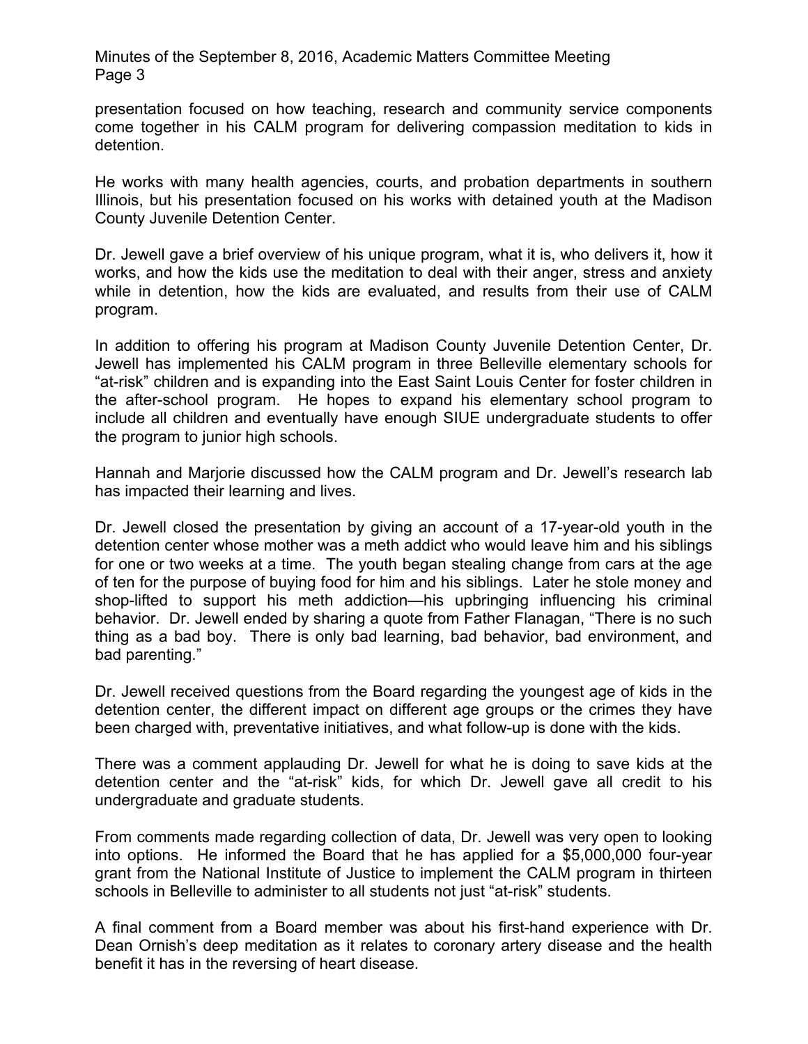presentation focused on how teaching, research and community service components come together in his CALM program for delivering compassion meditation to kids in detention.

He works with many health agencies, courts, and probation departments in southern Illinois, but his presentation focused on his works with detained youth at the Madison County Juvenile Detention Center.

Dr. Jewell gave a brief overview of his unique program, what it is, who delivers it, how it works, and how the kids use the meditation to deal with their anger, stress and anxiety while in detention, how the kids are evaluated, and results from their use of CALM program.

In addition to offering his program at Madison County Juvenile Detention Center, Dr. Jewell has implemented his CALM program in three Belleville elementary schools for "at-risk" children and is expanding into the East Saint Louis Center for foster children in the after-school program. He hopes to expand his elementary school program to include all children and eventually have enough SIUE undergraduate students to offer the program to junior high schools.

Hannah and Marjorie discussed how the CALM program and Dr. Jewell's research lab has impacted their learning and lives.

Dr. Jewell closed the presentation by giving an account of a 17-year-old youth in the detention center whose mother was a meth addict who would leave him and his siblings for one or two weeks at a time. The youth began stealing change from cars at the age of ten for the purpose of buying food for him and his siblings. Later he stole money and shop-lifted to support his meth addiction—his upbringing influencing his criminal behavior. Dr. Jewell ended by sharing a quote from Father Flanagan, "There is no such thing as a bad boy. There is only bad learning, bad behavior, bad environment, and bad parenting."

Dr. Jewell received questions from the Board regarding the youngest age of kids in the detention center, the different impact on different age groups or the crimes they have been charged with, preventative initiatives, and what follow-up is done with the kids.

There was a comment applauding Dr. Jewell for what he is doing to save kids at the detention center and the "at-risk" kids, for which Dr. Jewell gave all credit to his undergraduate and graduate students.

From comments made regarding collection of data, Dr. Jewell was very open to looking into options. He informed the Board that he has applied for a $5,000,000 four-year grant from the National Institute of Justice to implement the CALM program in thirteen schools in Belleville to administer to all students not just "at-risk" students.

A final comment from a Board member was about his first-hand experience with Dr. Dean Ornish's deep meditation as it relates to coronary artery disease and the health benefit it has in the reversing of heart disease.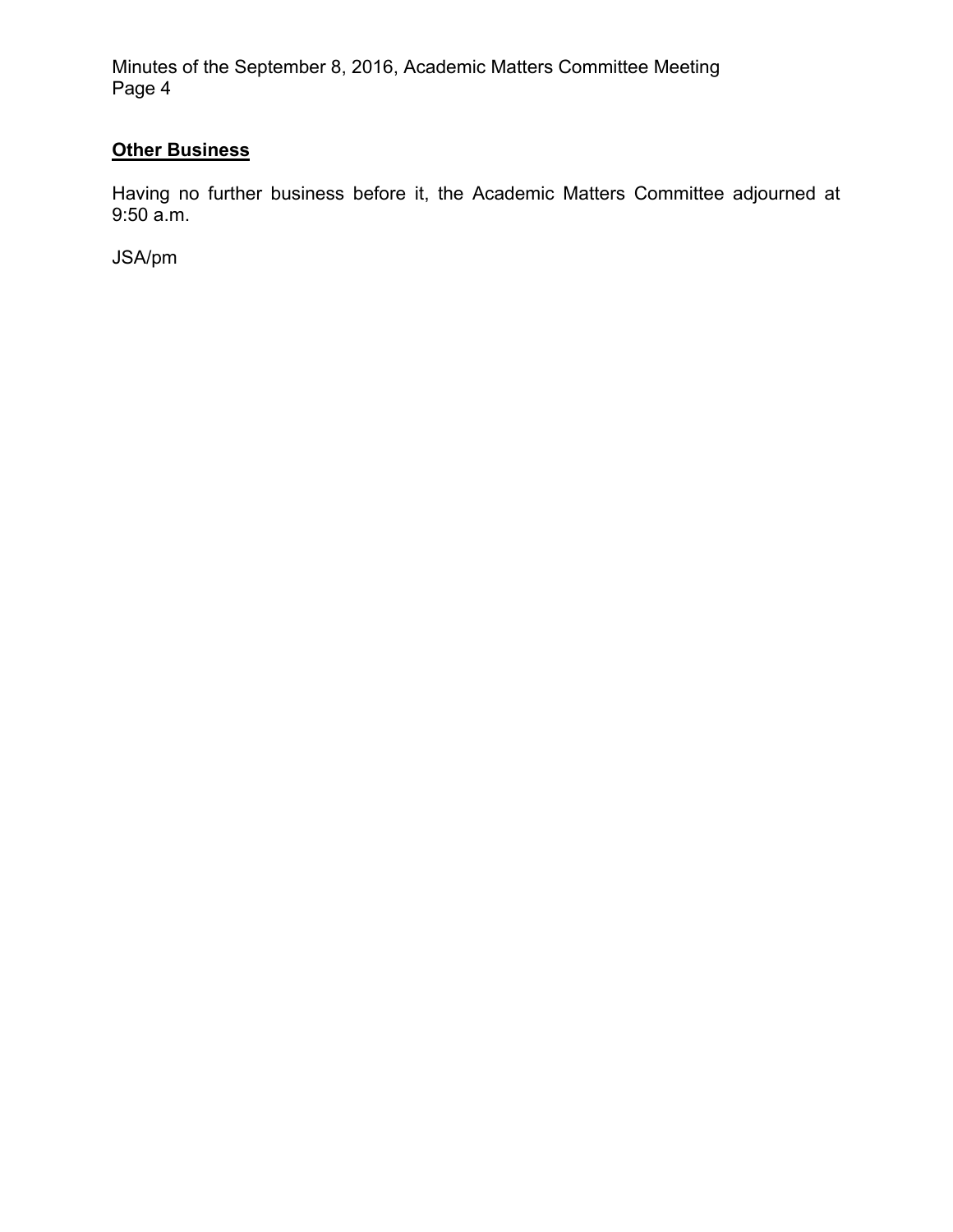**Other Business**

Having no further business before it, the Academic Matters Committee adjourned at 9:50 a.m.

JSA/pm